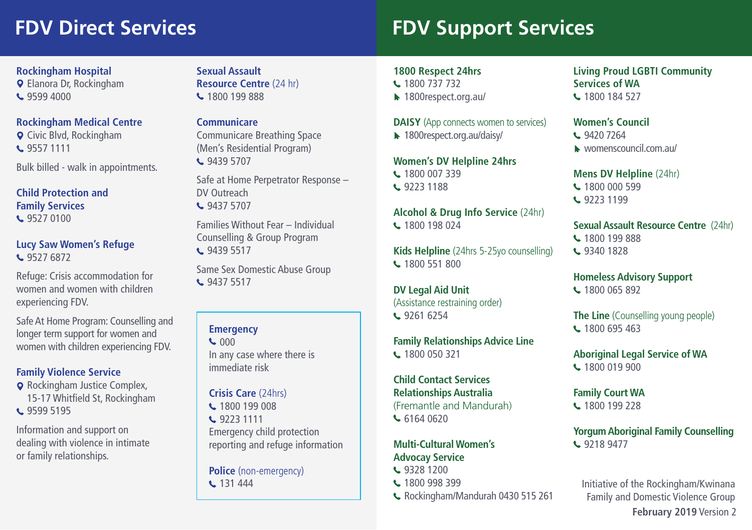# FDV Direct Services

**Rockingham Hospital**
Elanora Dr, Rockingham
9599 4000

**Rockingham Medical Centre**
Civic Blvd, Rockingham
9557 1111

Bulk billed - walk in appointments.

**Child Protection and Family Services**
9527 0100

**Lucy Saw Women's Refuge**
9527 6872

Refuge: Crisis accommodation for women and women with children experiencing FDV.

Safe At Home Program: Counselling and longer term support for women and women with children experiencing FDV.

**Family Violence Service**
Rockingham Justice Complex, 15-17 Whitfield St, Rockingham
9599 5195

Information and support on dealing with violence in intimate or family relationships.

**Sexual Assault Resource Centre** (24 hr)
1800 199 888

**Communicare**
Communicare Breathing Space (Men's Residential Program)
9439 5707

Safe at Home Perpetrator Response – DV Outreach
9437 5707

Families Without Fear – Individual Counselling & Group Program
9439 5517

Same Sex Domestic Abuse Group
9437 5517

**Emergency**
000
In any case where there is immediate risk

**Crisis Care** (24hrs)
1800 199 008
9223 1111
Emergency child protection reporting and refuge information

**Police** (non-emergency)
131 444

# FDV Support Services

**1800 Respect 24hrs**
1800 737 732
1800respect.org.au/

**DAISY** (App connects women to services)
1800respect.org.au/daisy/

**Women's DV Helpline 24hrs**
1800 007 339
9223 1188

**Alcohol & Drug Info Service** (24hr)
1800 198 024

**Kids Helpline** (24hrs 5-25yo counselling)
1800 551 800

**DV Legal Aid Unit**
(Assistance restraining order)
9261 6254

**Family Relationships Advice Line**
1800 050 321

**Child Contact Services Relationships Australia**
(Fremantle and Mandurah)
6164 0620

**Multi-Cultural Women's Advocay Service**
9328 1200
1800 998 399
Rockingham/Mandurah 0430 515 261

**Living Proud LGBTI Community Services of WA**
1800 184 527

**Women's Council**
9420 7264
womenscouncil.com.au/

**Mens DV Helpline** (24hr)
1800 000 599
9223 1199

**Sexual Assault Resource Centre** (24hr)
1800 199 888
9340 1828

**Homeless Advisory Support**
1800 065 892

**The Line** (Counselling young people)
1800 695 463

**Aboriginal Legal Service of WA**
1800 019 900

**Family Court WA**
1800 199 228

**Yorgum Aboriginal Family Counselling**
9218 9477

Initiative of the Rockingham/Kwinana Family and Domestic Violence Group
**February 2019** Version 2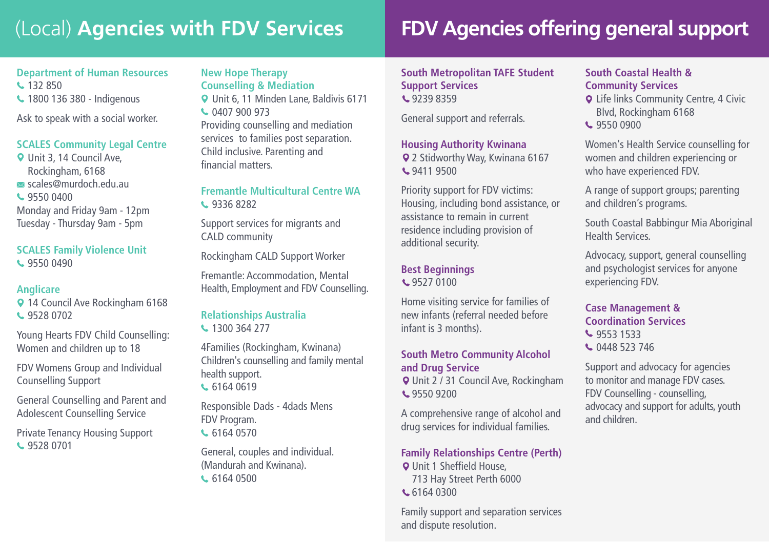# (Local) **Agencies with FDV Services**

### Department of Human Resources

132 850

1800 136 380 - Indigenous

Ask to speak with a social worker.

### SCALES Community Legal Centre

Unit 3, 14 Council Ave, Rockingham, 6168

scales@murdoch.edu.au

9550 0400

Monday and Friday 9am - 12pm
Tuesday - Thursday 9am - 5pm

### SCALES Family Violence Unit

9550 0490

### Anglicare

14 Council Ave Rockingham 6168

9528 0702

Young Hearts FDV Child Counselling: Women and children up to 18

FDV Womens Group and Individual Counselling Support

General Counselling and Parent and Adolescent Counselling Service

Private Tenancy Housing Support

9528 0701

### New Hope Therapy Counselling & Mediation

Unit 6, 11 Minden Lane, Baldivis 6171

0407 900 973

Providing counselling and mediation services to families post separation. Child inclusive. Parenting and financial matters.

### Fremantle Multicultural Centre WA

9336 8282

Support services for migrants and CALD community

Rockingham CALD Support Worker

Fremantle: Accommodation, Mental Health, Employment and FDV Counselling.

### Relationships Australia

1300 364 277

4Families (Rockingham, Kwinana) Children's counselling and family mental health support.

6164 0619

Responsible Dads - 4dads Mens FDV Program.

6164 0570

General, couples and individual. (Mandurah and Kwinana).

6164 0500

# FDV Agencies offering general support

### South Metropolitan TAFE Student Support Services

9239 8359

General support and referrals.

### Housing Authority Kwinana

2 Stidworthy Way, Kwinana 6167

9411 9500

Priority support for FDV victims: Housing, including bond assistance, or assistance to remain in current residence including provision of additional security.

### Best Beginnings

9527 0100

Home visiting service for families of new infants (referral needed before infant is 3 months).

### South Metro Community Alcohol and Drug Service

Unit 2 / 31 Council Ave, Rockingham

9550 9200

A comprehensive range of alcohol and drug services for individual families.

### Family Relationships Centre (Perth)

Unit 1 Sheffield House, 713 Hay Street Perth 6000

6164 0300

Family support and separation services and dispute resolution.

### South Coastal Health & Community Services

Life links Community Centre, 4 Civic Blvd, Rockingham 6168

9550 0900

Women's Health Service counselling for women and children experiencing or who have experienced FDV.

A range of support groups; parenting and children's programs.

South Coastal Babbingur Mia Aboriginal Health Services.

Advocacy, support, general counselling and psychologist services for anyone experiencing FDV.

### Case Management & Coordination Services

9553 1533

0448 523 746

Support and advocacy for agencies to monitor and manage FDV cases. FDV Counselling - counselling, advocacy and support for adults, youth and children.